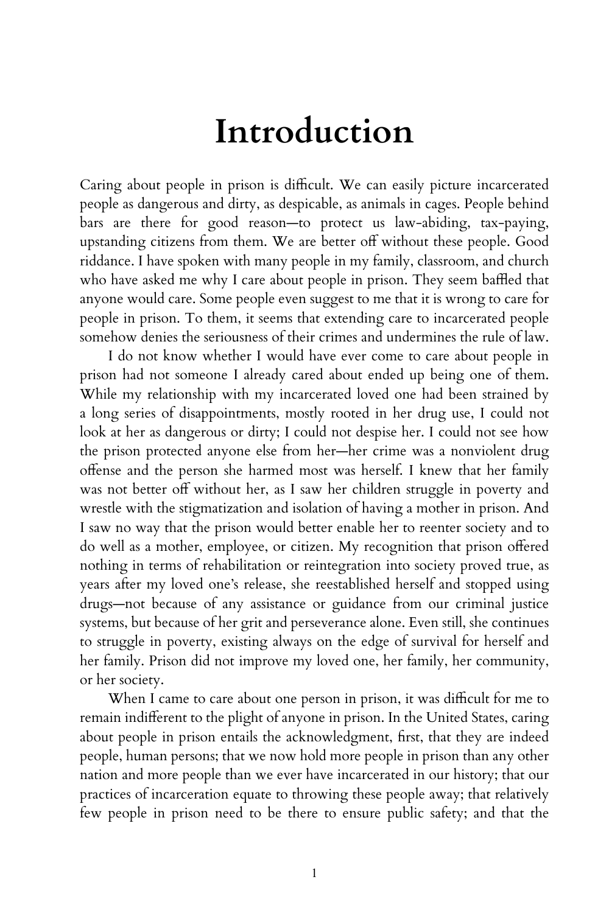# Introduction

Caring about people in prison is difficult. We can easily picture incarcerated people as dangerous and dirty, as despicable, as animals in cages. People behind bars are there for good reason—to protect us law-abiding, tax-paying, upstanding citizens from them. We are better off without these people. Good riddance. I have spoken with many people in my family, classroom, and church who have asked me why I care about people in prison. They seem baffled that anyone would care. Some people even suggest to me that it is wrong to care for people in prison. To them, it seems that extending care to incarcerated people somehow denies the seriousness of their crimes and undermines the rule of law.

I do not know whether I would have ever come to care about people in prison had not someone I already cared about ended up being one of them. While my relationship with my incarcerated loved one had been strained by a long series of disappointments, mostly rooted in her drug use, I could not look at her as dangerous or dirty; I could not despise her. I could not see how the prison protected anyone else from her—her crime was a nonviolent drug offense and the person she harmed most was herself. I knew that her family was not better off without her, as I saw her children struggle in poverty and wrestle with the stigmatization and isolation of having a mother in prison. And I saw no way that the prison would better enable her to reenter society and to do well as a mother, employee, or citizen. My recognition that prison offered nothing in terms of rehabilitation or reintegration into society proved true, as years after my loved one's release, she reestablished herself and stopped using drugs—not because of any assistance or guidance from our criminal justice systems, but because of her grit and perseverance alone. Even still, she continues to struggle in poverty, existing always on the edge of survival for herself and her family. Prison did not improve my loved one, her family, her community, or her society.

When I came to care about one person in prison, it was difficult for me to remain indifferent to the plight of anyone in prison. In the United States, caring about people in prison entails the acknowledgment, first, that they are indeed people, human persons; that we now hold more people in prison than any other nation and more people than we ever have incarcerated in our history; that our practices of incarceration equate to throwing these people away; that relatively few people in prison need to be there to ensure public safety; and that the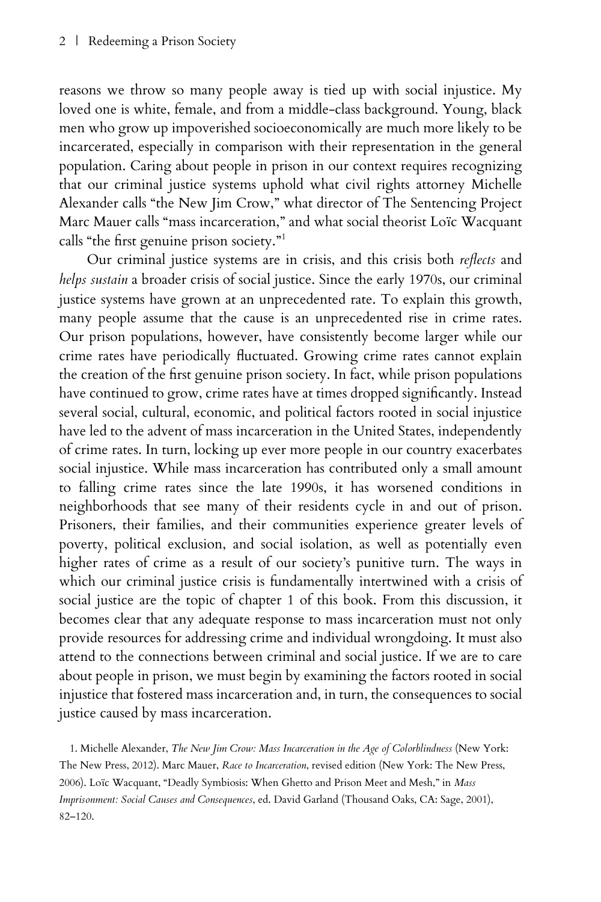reasons we throw so many people away is tied up with social injustice. My loved one is white, female, and from a middle-class background. Young, black men who grow up impoverished socioeconomically are much more likely to be incarcerated, especially in comparison with their representation in the general population. Caring about people in prison in our context requires recognizing that our criminal justice systems uphold what civil rights attorney Michelle Alexander calls "the New Jim Crow," what director of The Sentencing Project Marc Mauer calls "mass incarceration," and what social theorist Loïc Wacquant calls "the first genuine prison society."[1]

Our criminal justice systems are in crisis, and this crisis both *reflects* and *helps sustain* a broader crisis of social justice. Since the early 1970s, our criminal justice systems have grown at an unprecedented rate. To explain this growth, many people assume that the cause is an unprecedented rise in crime rates. Our prison populations, however, have consistently become larger while our crime rates have periodically fluctuated. Growing crime rates cannot explain the creation of the first genuine prison society. In fact, while prison populations have continued to grow, crime rates have at times dropped significantly. Instead several social, cultural, economic, and political factors rooted in social injustice have led to the advent of mass incarceration in the United States, independently of crime rates. In turn, locking up ever more people in our country exacerbates social injustice. While mass incarceration has contributed only a small amount to falling crime rates since the late 1990s, it has worsened conditions in neighborhoods that see many of their residents cycle in and out of prison. Prisoners, their families, and their communities experience greater levels of poverty, political exclusion, and social isolation, as well as potentially even higher rates of crime as a result of our society's punitive turn. The ways in which our criminal justice crisis is fundamentally intertwined with a crisis of social justice are the topic of chapter 1 of this book. From this discussion, it becomes clear that any adequate response to mass incarceration must not only provide resources for addressing crime and individual wrongdoing. It must also attend to the connections between criminal and social justice. If we are to care about people in prison, we must begin by examining the factors rooted in social injustice that fostered mass incarceration and, in turn, the consequences to social justice caused by mass incarceration.

1. Michelle Alexander, *The New Jim Crow: Mass Incarceration in the Age of Colorblindness* (New York: The New Press, 2012). Marc Mauer, *Race to Incarceration*, revised edition (New York: The New Press, 2006). Loïc Wacquant, "Deadly Symbiosis: When Ghetto and Prison Meet and Mesh," in *Mass Imprisonment: Social Causes and Consequences*, ed. David Garland (Thousand Oaks, CA: Sage, 2001), 82–120.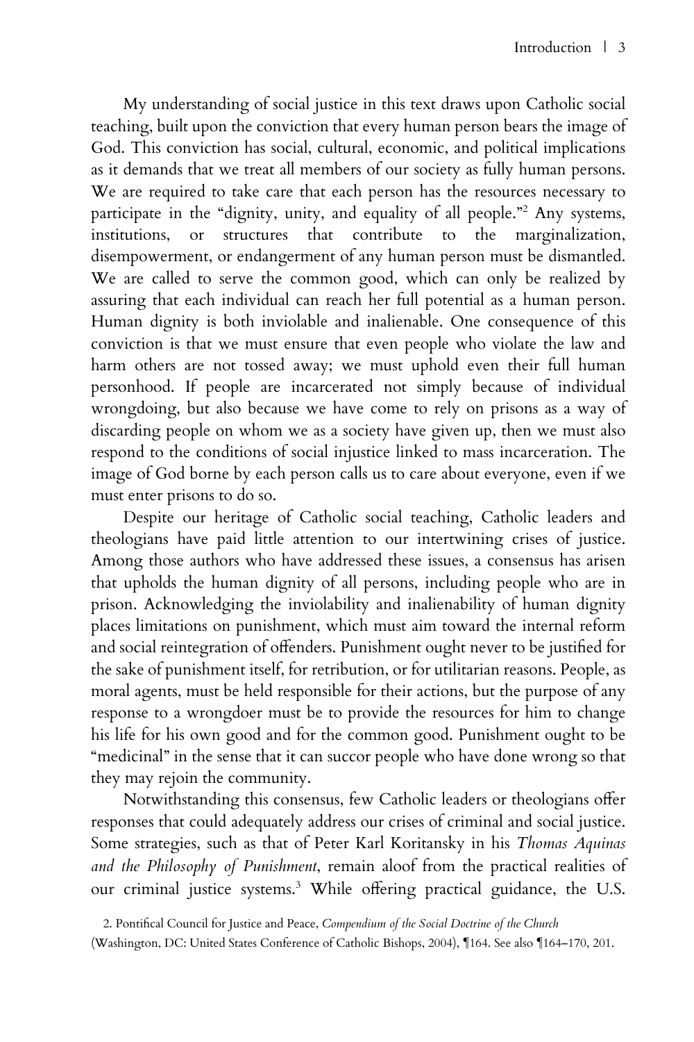My understanding of social justice in this text draws upon Catholic social teaching, built upon the conviction that every human person bears the image of God. This conviction has social, cultural, economic, and political implications as it demands that we treat all members of our society as fully human persons. We are required to take care that each person has the resources necessary to participate in the "dignity, unity, and equality of all people."[2] Any systems, institutions, or structures that contribute to the marginalization, disempowerment, or endangerment of any human person must be dismantled. We are called to serve the common good, which can only be realized by assuring that each individual can reach her full potential as a human person. Human dignity is both inviolable and inalienable. One consequence of this conviction is that we must ensure that even people who violate the law and harm others are not tossed away; we must uphold even their full human personhood. If people are incarcerated not simply because of individual wrongdoing, but also because we have come to rely on prisons as a way of discarding people on whom we as a society have given up, then we must also respond to the conditions of social injustice linked to mass incarceration. The image of God borne by each person calls us to care about everyone, even if we must enter prisons to do so.

Despite our heritage of Catholic social teaching, Catholic leaders and theologians have paid little attention to our intertwining crises of justice. Among those authors who have addressed these issues, a consensus has arisen that upholds the human dignity of all persons, including people who are in prison. Acknowledging the inviolability and inalienability of human dignity places limitations on punishment, which must aim toward the internal reform and social reintegration of offenders. Punishment ought never to be justified for the sake of punishment itself, for retribution, or for utilitarian reasons. People, as moral agents, must be held responsible for their actions, but the purpose of any response to a wrongdoer must be to provide the resources for him to change his life for his own good and for the common good. Punishment ought to be "medicinal" in the sense that it can succor people who have done wrong so that they may rejoin the community.

Notwithstanding this consensus, few Catholic leaders or theologians offer responses that could adequately address our crises of criminal and social justice. Some strategies, such as that of Peter Karl Koritansky in his *Thomas Aquinas and the Philosophy of Punishment*, remain aloof from the practical realities of our criminal justice systems.[3] While offering practical guidance, the U.S.

2. Pontifical Council for Justice and Peace, *Compendium of the Social Doctrine of the Church* (Washington, DC: United States Conference of Catholic Bishops, 2004), ¶164. See also ¶164–170, 201.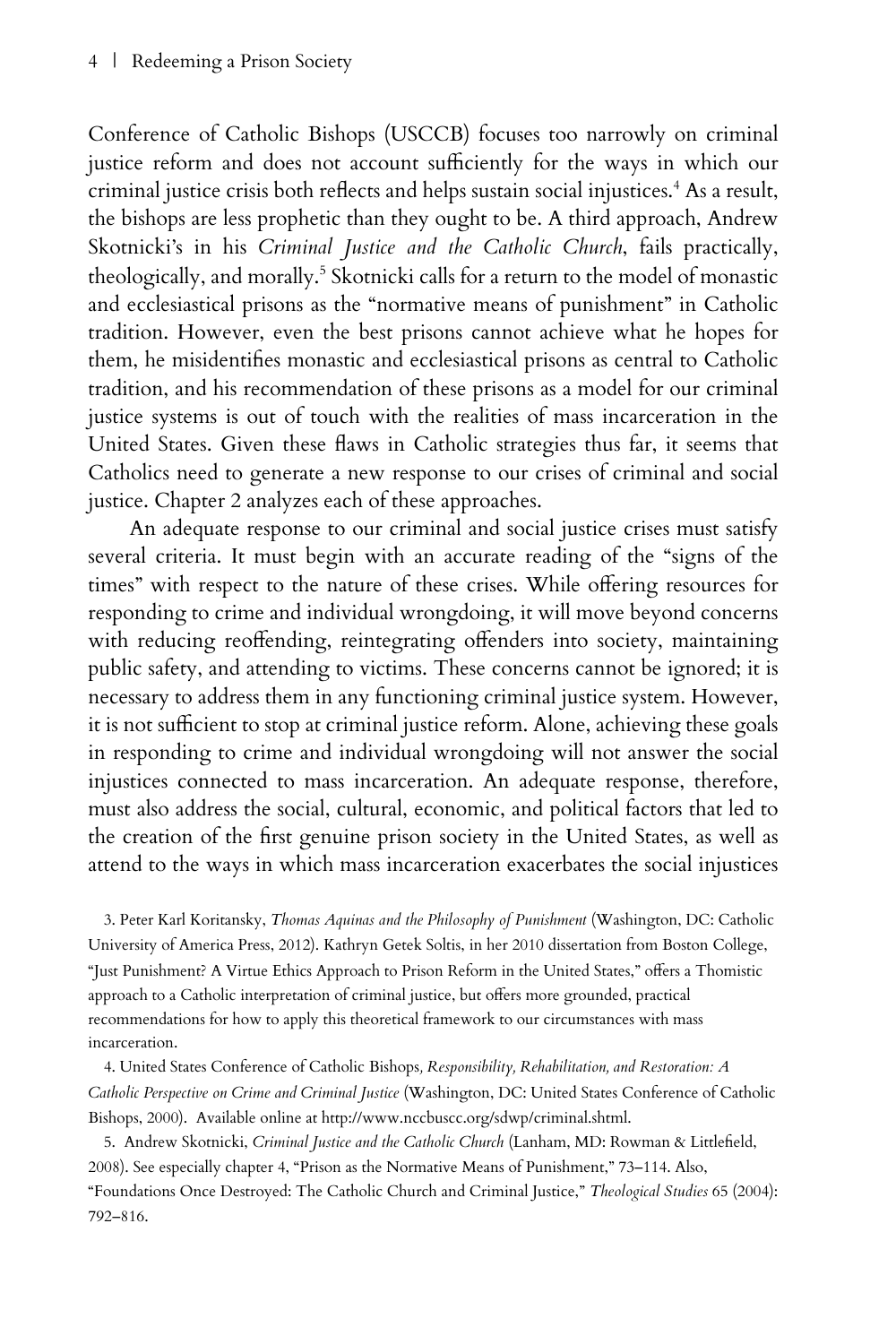Conference of Catholic Bishops (USCCB) focuses too narrowly on criminal justice reform and does not account sufficiently for the ways in which our criminal justice crisis both reflects and helps sustain social injustices.[4] As a result, the bishops are less prophetic than they ought to be. A third approach, Andrew Skotnicki's in his *Criminal Justice and the Catholic Church*, fails practically, theologically, and morally.[5] Skotnicki calls for a return to the model of monastic and ecclesiastical prisons as the "normative means of punishment" in Catholic tradition. However, even the best prisons cannot achieve what he hopes for them, he misidentifies monastic and ecclesiastical prisons as central to Catholic tradition, and his recommendation of these prisons as a model for our criminal justice systems is out of touch with the realities of mass incarceration in the United States. Given these flaws in Catholic strategies thus far, it seems that Catholics need to generate a new response to our crises of criminal and social justice. Chapter 2 analyzes each of these approaches.

An adequate response to our criminal and social justice crises must satisfy several criteria. It must begin with an accurate reading of the "signs of the times" with respect to the nature of these crises. While offering resources for responding to crime and individual wrongdoing, it will move beyond concerns with reducing reoffending, reintegrating offenders into society, maintaining public safety, and attending to victims. These concerns cannot be ignored; it is necessary to address them in any functioning criminal justice system. However, it is not sufficient to stop at criminal justice reform. Alone, achieving these goals in responding to crime and individual wrongdoing will not answer the social injustices connected to mass incarceration. An adequate response, therefore, must also address the social, cultural, economic, and political factors that led to the creation of the first genuine prison society in the United States, as well as attend to the ways in which mass incarceration exacerbates the social injustices

3. Peter Karl Koritansky, *Thomas Aquinas and the Philosophy of Punishment* (Washington, DC: Catholic University of America Press, 2012). Kathryn Getek Soltis, in her 2010 dissertation from Boston College, "Just Punishment? A Virtue Ethics Approach to Prison Reform in the United States," offers a Thomistic approach to a Catholic interpretation of criminal justice, but offers more grounded, practical recommendations for how to apply this theoretical framework to our circumstances with mass incarceration.

4. United States Conference of Catholic Bishops, *Responsibility, Rehabilitation, and Restoration: A Catholic Perspective on Crime and Criminal Justice* (Washington, DC: United States Conference of Catholic Bishops, 2000). Available online at http://www.nccbuscc.org/sdwp/criminal.shtml.

5. Andrew Skotnicki, *Criminal Justice and the Catholic Church* (Lanham, MD: Rowman & Littlefield, 2008). See especially chapter 4, "Prison as the Normative Means of Punishment," 73–114. Also, "Foundations Once Destroyed: The Catholic Church and Criminal Justice," *Theological Studies* 65 (2004): 792–816.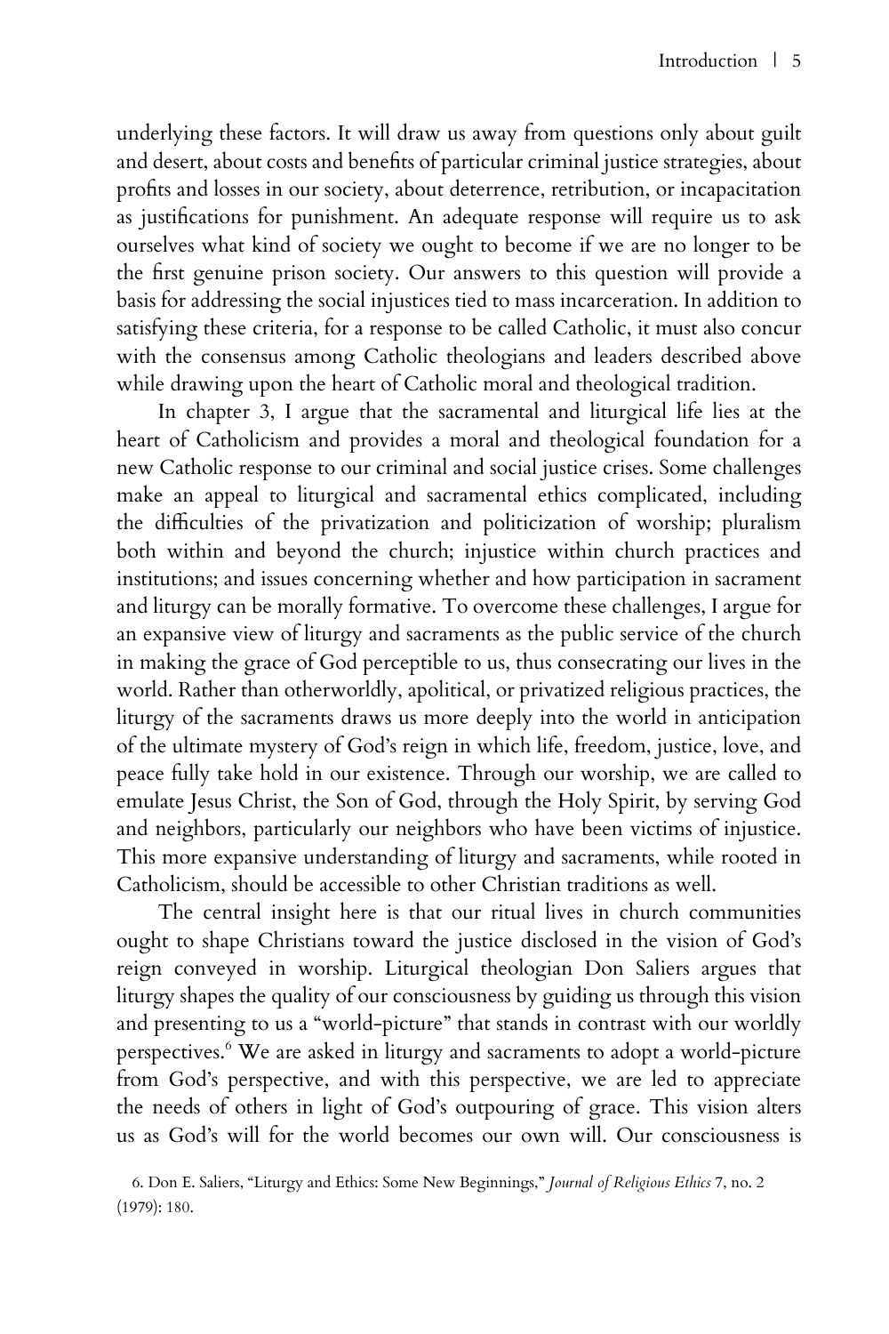underlying these factors. It will draw us away from questions only about guilt and desert, about costs and benefits of particular criminal justice strategies, about profits and losses in our society, about deterrence, retribution, or incapacitation as justifications for punishment. An adequate response will require us to ask ourselves what kind of society we ought to become if we are no longer to be the first genuine prison society. Our answers to this question will provide a basis for addressing the social injustices tied to mass incarceration. In addition to satisfying these criteria, for a response to be called Catholic, it must also concur with the consensus among Catholic theologians and leaders described above while drawing upon the heart of Catholic moral and theological tradition.

In chapter 3, I argue that the sacramental and liturgical life lies at the heart of Catholicism and provides a moral and theological foundation for a new Catholic response to our criminal and social justice crises. Some challenges make an appeal to liturgical and sacramental ethics complicated, including the difficulties of the privatization and politicization of worship; pluralism both within and beyond the church; injustice within church practices and institutions; and issues concerning whether and how participation in sacrament and liturgy can be morally formative. To overcome these challenges, I argue for an expansive view of liturgy and sacraments as the public service of the church in making the grace of God perceptible to us, thus consecrating our lives in the world. Rather than otherworldly, apolitical, or privatized religious practices, the liturgy of the sacraments draws us more deeply into the world in anticipation of the ultimate mystery of God's reign in which life, freedom, justice, love, and peace fully take hold in our existence. Through our worship, we are called to emulate Jesus Christ, the Son of God, through the Holy Spirit, by serving God and neighbors, particularly our neighbors who have been victims of injustice. This more expansive understanding of liturgy and sacraments, while rooted in Catholicism, should be accessible to other Christian traditions as well.

The central insight here is that our ritual lives in church communities ought to shape Christians toward the justice disclosed in the vision of God's reign conveyed in worship. Liturgical theologian Don Saliers argues that liturgy shapes the quality of our consciousness by guiding us through this vision and presenting to us a "world-picture" that stands in contrast with our worldly perspectives.[6] We are asked in liturgy and sacraments to adopt a world-picture from God's perspective, and with this perspective, we are led to appreciate the needs of others in light of God's outpouring of grace. This vision alters us as God's will for the world becomes our own will. Our consciousness is

6. Don E. Saliers, "Liturgy and Ethics: Some New Beginnings," *Journal of Religious Ethics* 7, no. 2 (1979): 180.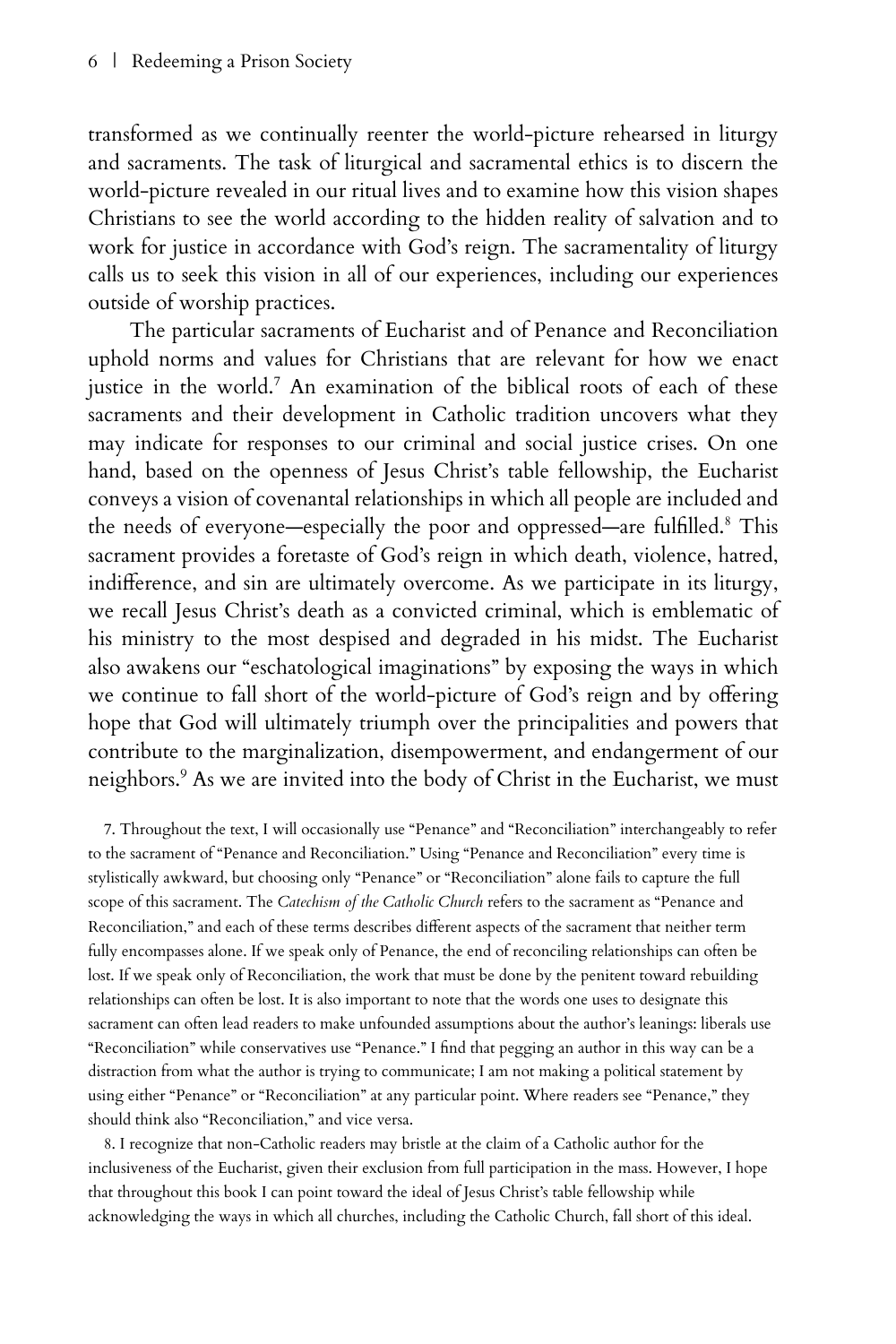transformed as we continually reenter the world-picture rehearsed in liturgy and sacraments. The task of liturgical and sacramental ethics is to discern the world-picture revealed in our ritual lives and to examine how this vision shapes Christians to see the world according to the hidden reality of salvation and to work for justice in accordance with God's reign. The sacramentality of liturgy calls us to seek this vision in all of our experiences, including our experiences outside of worship practices.

The particular sacraments of Eucharist and of Penance and Reconciliation uphold norms and values for Christians that are relevant for how we enact justice in the world.[7] An examination of the biblical roots of each of these sacraments and their development in Catholic tradition uncovers what they may indicate for responses to our criminal and social justice crises. On one hand, based on the openness of Jesus Christ's table fellowship, the Eucharist conveys a vision of covenantal relationships in which all people are included and the needs of everyone—especially the poor and oppressed—are fulfilled.[8] This sacrament provides a foretaste of God's reign in which death, violence, hatred, indifference, and sin are ultimately overcome. As we participate in its liturgy, we recall Jesus Christ's death as a convicted criminal, which is emblematic of his ministry to the most despised and degraded in his midst. The Eucharist also awakens our "eschatological imaginations" by exposing the ways in which we continue to fall short of the world-picture of God's reign and by offering hope that God will ultimately triumph over the principalities and powers that contribute to the marginalization, disempowerment, and endangerment of our neighbors.[9] As we are invited into the body of Christ in the Eucharist, we must

7. Throughout the text, I will occasionally use "Penance" and "Reconciliation" interchangeably to refer to the sacrament of "Penance and Reconciliation." Using "Penance and Reconciliation" every time is stylistically awkward, but choosing only "Penance" or "Reconciliation" alone fails to capture the full scope of this sacrament. The *Catechism of the Catholic Church* refers to the sacrament as "Penance and Reconciliation," and each of these terms describes different aspects of the sacrament that neither term fully encompasses alone. If we speak only of Penance, the end of reconciling relationships can often be lost. If we speak only of Reconciliation, the work that must be done by the penitent toward rebuilding relationships can often be lost. It is also important to note that the words one uses to designate this sacrament can often lead readers to make unfounded assumptions about the author's leanings: liberals use "Reconciliation" while conservatives use "Penance." I find that pegging an author in this way can be a distraction from what the author is trying to communicate; I am not making a political statement by using either "Penance" or "Reconciliation" at any particular point. Where readers see "Penance," they should think also "Reconciliation," and vice versa.

8. I recognize that non-Catholic readers may bristle at the claim of a Catholic author for the inclusiveness of the Eucharist, given their exclusion from full participation in the mass. However, I hope that throughout this book I can point toward the ideal of Jesus Christ's table fellowship while acknowledging the ways in which all churches, including the Catholic Church, fall short of this ideal.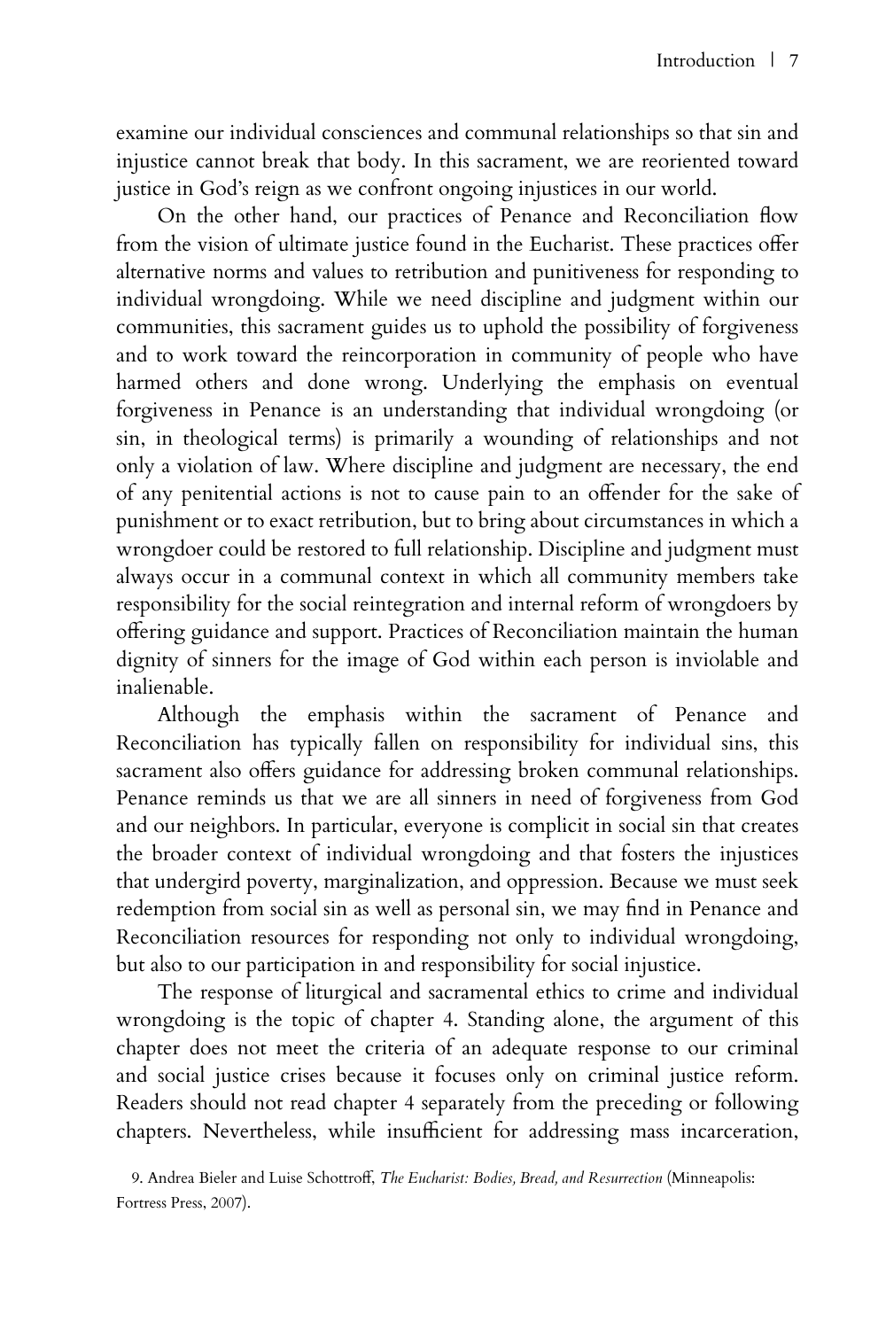examine our individual consciences and communal relationships so that sin and injustice cannot break that body. In this sacrament, we are reoriented toward justice in God's reign as we confront ongoing injustices in our world.

On the other hand, our practices of Penance and Reconciliation flow from the vision of ultimate justice found in the Eucharist. These practices offer alternative norms and values to retribution and punitiveness for responding to individual wrongdoing. While we need discipline and judgment within our communities, this sacrament guides us to uphold the possibility of forgiveness and to work toward the reincorporation in community of people who have harmed others and done wrong. Underlying the emphasis on eventual forgiveness in Penance is an understanding that individual wrongdoing (or sin, in theological terms) is primarily a wounding of relationships and not only a violation of law. Where discipline and judgment are necessary, the end of any penitential actions is not to cause pain to an offender for the sake of punishment or to exact retribution, but to bring about circumstances in which a wrongdoer could be restored to full relationship. Discipline and judgment must always occur in a communal context in which all community members take responsibility for the social reintegration and internal reform of wrongdoers by offering guidance and support. Practices of Reconciliation maintain the human dignity of sinners for the image of God within each person is inviolable and inalienable.

Although the emphasis within the sacrament of Penance and Reconciliation has typically fallen on responsibility for individual sins, this sacrament also offers guidance for addressing broken communal relationships. Penance reminds us that we are all sinners in need of forgiveness from God and our neighbors. In particular, everyone is complicit in social sin that creates the broader context of individual wrongdoing and that fosters the injustices that undergird poverty, marginalization, and oppression. Because we must seek redemption from social sin as well as personal sin, we may find in Penance and Reconciliation resources for responding not only to individual wrongdoing, but also to our participation in and responsibility for social injustice.

The response of liturgical and sacramental ethics to crime and individual wrongdoing is the topic of chapter 4. Standing alone, the argument of this chapter does not meet the criteria of an adequate response to our criminal and social justice crises because it focuses only on criminal justice reform. Readers should not read chapter 4 separately from the preceding or following chapters. Nevertheless, while insufficient for addressing mass incarceration,

9. Andrea Bieler and Luise Schottroff, *The Eucharist: Bodies, Bread, and Resurrection* (Minneapolis: Fortress Press, 2007).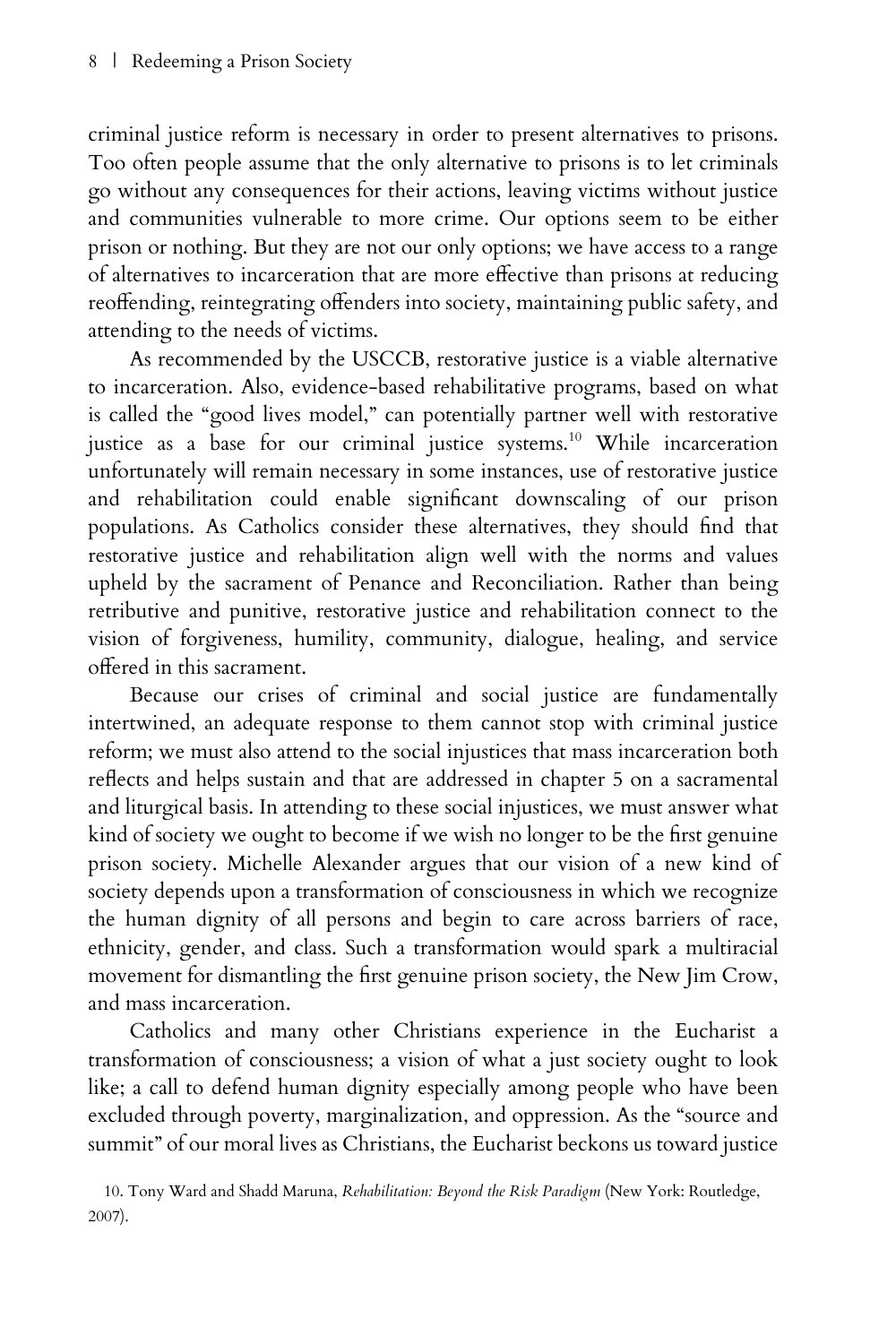criminal justice reform is necessary in order to present alternatives to prisons. Too often people assume that the only alternative to prisons is to let criminals go without any consequences for their actions, leaving victims without justice and communities vulnerable to more crime. Our options seem to be either prison or nothing. But they are not our only options; we have access to a range of alternatives to incarceration that are more effective than prisons at reducing reoffending, reintegrating offenders into society, maintaining public safety, and attending to the needs of victims.

As recommended by the USCCB, restorative justice is a viable alternative to incarceration. Also, evidence-based rehabilitative programs, based on what is called the "good lives model," can potentially partner well with restorative justice as a base for our criminal justice systems.[10] While incarceration unfortunately will remain necessary in some instances, use of restorative justice and rehabilitation could enable significant downscaling of our prison populations. As Catholics consider these alternatives, they should find that restorative justice and rehabilitation align well with the norms and values upheld by the sacrament of Penance and Reconciliation. Rather than being retributive and punitive, restorative justice and rehabilitation connect to the vision of forgiveness, humility, community, dialogue, healing, and service offered in this sacrament.

Because our crises of criminal and social justice are fundamentally intertwined, an adequate response to them cannot stop with criminal justice reform; we must also attend to the social injustices that mass incarceration both reflects and helps sustain and that are addressed in chapter 5 on a sacramental and liturgical basis. In attending to these social injustices, we must answer what kind of society we ought to become if we wish no longer to be the first genuine prison society. Michelle Alexander argues that our vision of a new kind of society depends upon a transformation of consciousness in which we recognize the human dignity of all persons and begin to care across barriers of race, ethnicity, gender, and class. Such a transformation would spark a multiracial movement for dismantling the first genuine prison society, the New Jim Crow, and mass incarceration.

Catholics and many other Christians experience in the Eucharist a transformation of consciousness; a vision of what a just society ought to look like; a call to defend human dignity especially among people who have been excluded through poverty, marginalization, and oppression. As the "source and summit" of our moral lives as Christians, the Eucharist beckons us toward justice

10. Tony Ward and Shadd Maruna, *Rehabilitation: Beyond the Risk Paradigm* (New York: Routledge, 2007).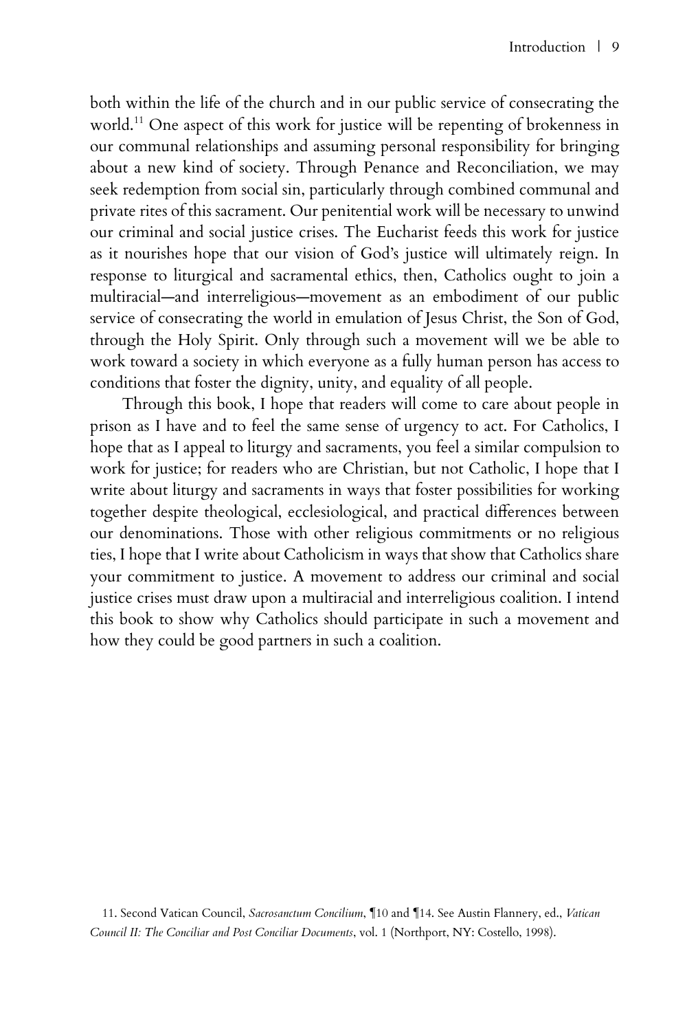both within the life of the church and in our public service of consecrating the world.[11] One aspect of this work for justice will be repenting of brokenness in our communal relationships and assuming personal responsibility for bringing about a new kind of society. Through Penance and Reconciliation, we may seek redemption from social sin, particularly through combined communal and private rites of this sacrament. Our penitential work will be necessary to unwind our criminal and social justice crises. The Eucharist feeds this work for justice as it nourishes hope that our vision of God's justice will ultimately reign. In response to liturgical and sacramental ethics, then, Catholics ought to join a multiracial—and interreligious—movement as an embodiment of our public service of consecrating the world in emulation of Jesus Christ, the Son of God, through the Holy Spirit. Only through such a movement will we be able to work toward a society in which everyone as a fully human person has access to conditions that foster the dignity, unity, and equality of all people.

Through this book, I hope that readers will come to care about people in prison as I have and to feel the same sense of urgency to act. For Catholics, I hope that as I appeal to liturgy and sacraments, you feel a similar compulsion to work for justice; for readers who are Christian, but not Catholic, I hope that I write about liturgy and sacraments in ways that foster possibilities for working together despite theological, ecclesiological, and practical differences between our denominations. Those with other religious commitments or no religious ties, I hope that I write about Catholicism in ways that show that Catholics share your commitment to justice. A movement to address our criminal and social justice crises must draw upon a multiracial and interreligious coalition. I intend this book to show why Catholics should participate in such a movement and how they could be good partners in such a coalition.

11. Second Vatican Council, *Sacrosanctum Concilium*, ¶10 and ¶14. See Austin Flannery, ed., *Vatican Council II: The Conciliar and Post Conciliar Documents*, vol. 1 (Northport, NY: Costello, 1998).